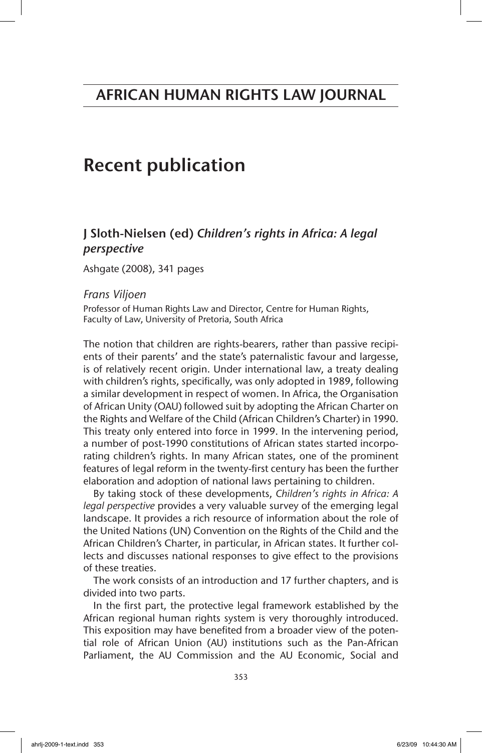# AFRICAN HUMAN RIGHTS LAW JOURNAL

# Recent publication

## J Sloth-Nielsen (ed) *Children's rights in Africa: A legal perspective*

Ashgate (2008), 341 pages

*Frans Viljoen*

Professor of Human Rights Law and Director, Centre for Human Rights, Faculty of Law, University of Pretoria, South Africa

The notion that children are rights-bearers, rather than passive recipients of their parents' and the state's paternalistic favour and largesse, is of relatively recent origin. Under international law, a treaty dealing with children's rights, specifically, was only adopted in 1989, following a similar development in respect of women. In Africa, the Organisation of African Unity (OAU) followed suit by adopting the African Charter on the Rights and Welfare of the Child (African Children's Charter) in 1990. This treaty only entered into force in 1999. In the intervening period, a number of post-1990 constitutions of African states started incorporating children's rights. In many African states, one of the prominent features of legal reform in the twenty-first century has been the further elaboration and adoption of national laws pertaining to children.

By taking stock of these developments, *Children's rights in Africa: A legal perspective* provides a very valuable survey of the emerging legal landscape. It provides a rich resource of information about the role of the United Nations (UN) Convention on the Rights of the Child and the African Children's Charter, in particular, in African states. It further collects and discusses national responses to give effect to the provisions of these treaties.

The work consists of an introduction and 17 further chapters, and is divided into two parts.

In the first part, the protective legal framework established by the African regional human rights system is very thoroughly introduced. This exposition may have benefited from a broader view of the potential role of African Union (AU) institutions such as the Pan-African Parliament, the AU Commission and the AU Economic, Social and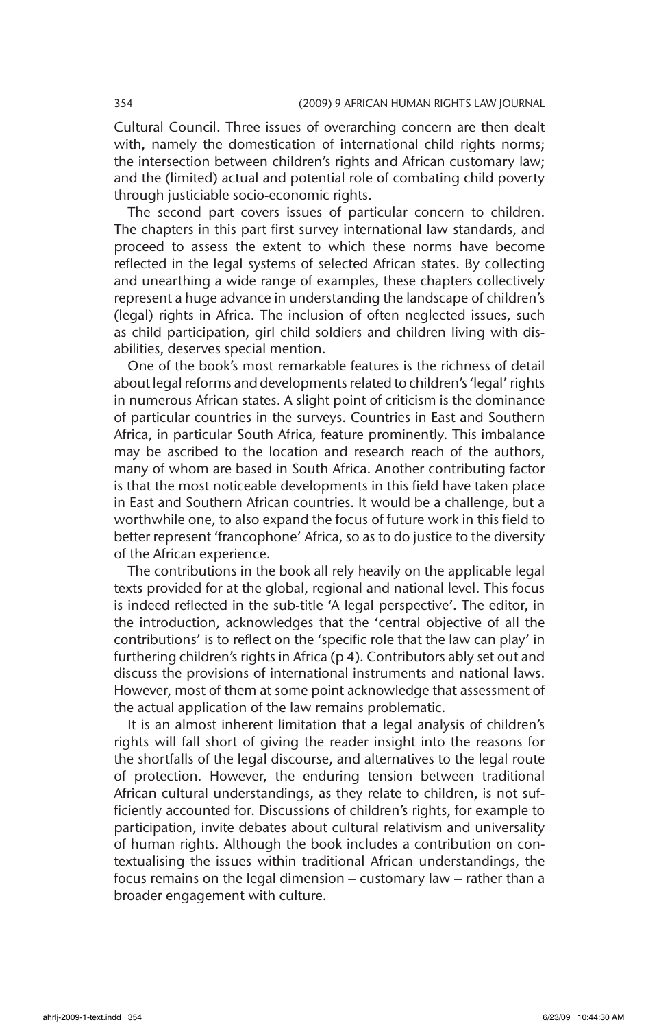Cultural Council. Three issues of overarching concern are then dealt with, namely the domestication of international child rights norms; the intersection between children's rights and African customary law; and the (limited) actual and potential role of combating child poverty through justiciable socio-economic rights.

The second part covers issues of particular concern to children. The chapters in this part first survey international law standards, and proceed to assess the extent to which these norms have become reflected in the legal systems of selected African states. By collecting and unearthing a wide range of examples, these chapters collectively represent a huge advance in understanding the landscape of children's (legal) rights in Africa. The inclusion of often neglected issues, such as child participation, girl child soldiers and children living with disabilities, deserves special mention.

One of the book's most remarkable features is the richness of detail about legal reforms and developments related to children's 'legal' rights in numerous African states. A slight point of criticism is the dominance of particular countries in the surveys. Countries in East and Southern Africa, in particular South Africa, feature prominently. This imbalance may be ascribed to the location and research reach of the authors, many of whom are based in South Africa. Another contributing factor is that the most noticeable developments in this field have taken place in East and Southern African countries. It would be a challenge, but a worthwhile one, to also expand the focus of future work in this field to better represent 'francophone' Africa, so as to do justice to the diversity of the African experience.

The contributions in the book all rely heavily on the applicable legal texts provided for at the global, regional and national level. This focus is indeed reflected in the sub-title 'A legal perspective'. The editor, in the introduction, acknowledges that the 'central objective of all the contributions' is to reflect on the 'specific role that the law can play' in furthering children's rights in Africa (p 4). Contributors ably set out and discuss the provisions of international instruments and national laws. However, most of them at some point acknowledge that assessment of the actual application of the law remains problematic.

It is an almost inherent limitation that a legal analysis of children's rights will fall short of giving the reader insight into the reasons for the shortfalls of the legal discourse, and alternatives to the legal route of protection. However, the enduring tension between traditional African cultural understandings, as they relate to children, is not sufficiently accounted for. Discussions of children's rights, for example to participation, invite debates about cultural relativism and universality of human rights. Although the book includes a contribution on contextualising the issues within traditional African understandings, the focus remains on the legal dimension — customary law — rather than a broader engagement with culture.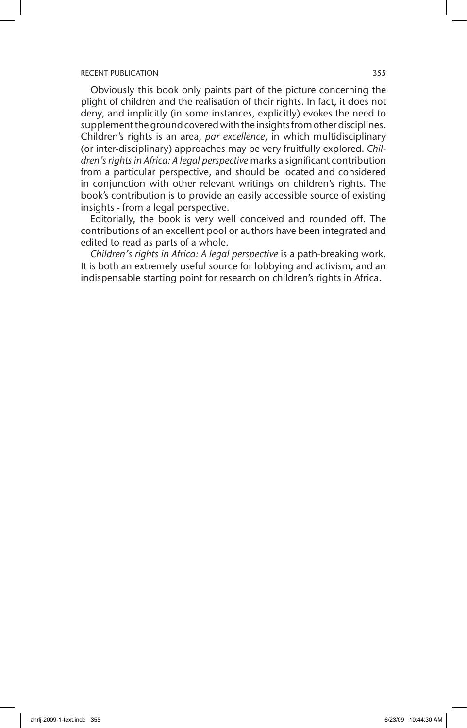Obviously this book only paints part of the picture concerning the plight of children and the realisation of their rights. In fact, it does not deny, and implicitly (in some instances, explicitly) evokes the need to supplement the ground covered with the insights from other disciplines. Children's rights is an area, *par excellence*, in which multidisciplinary (or inter-disciplinary) approaches may be very fruitfully explored. *Children's rights in Africa: A legal perspective* marks a significant contribution from a particular perspective, and should be located and considered in conjunction with other relevant writings on children's rights. The book's contribution is to provide an easily accessible source of existing insights - from a legal perspective.

Editorially, the book is very well conceived and rounded off. The contributions of an excellent pool or authors have been integrated and edited to read as parts of a whole.

*Children's rights in Africa: A legal perspective* is a path-breaking work. It is both an extremely useful source for lobbying and activism, and an indispensable starting point for research on children's rights in Africa.